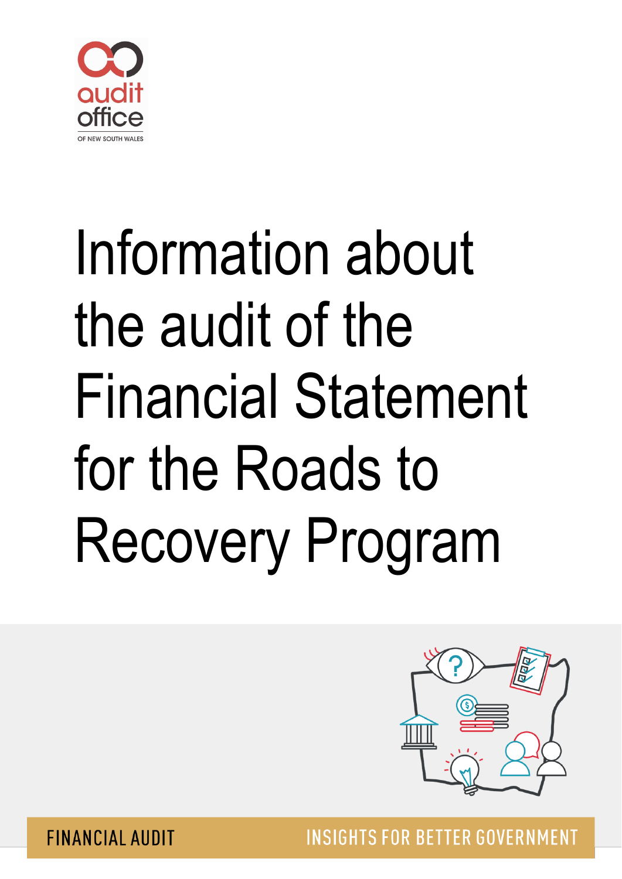audit office

OF NEW SOUTH WALES

# Information about the audit of the Financial Statement for the Roads to Recovery Program

FINANCIAL AUDIT

INSIGHTS FOR BETTER GOVERNMENT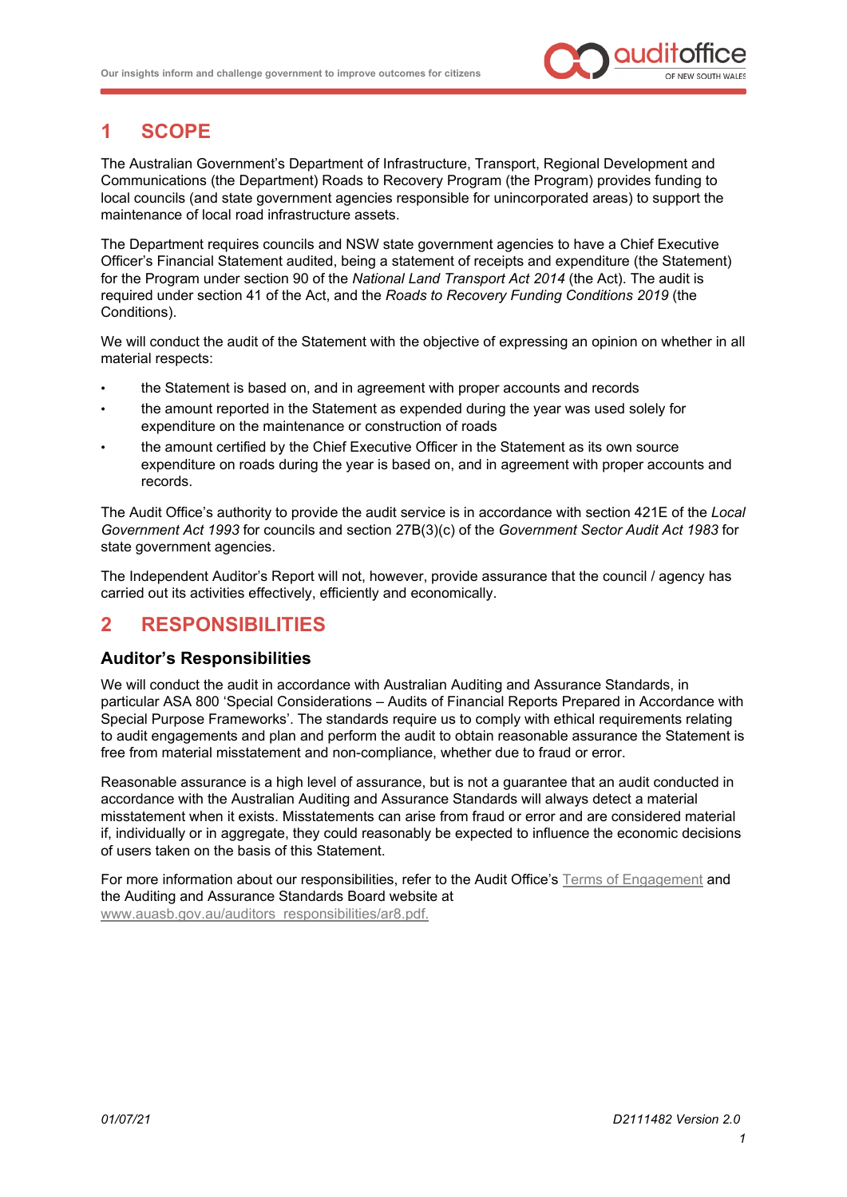# 1 SCOPE

The Australian Government's Department of Infrastructure, Transport, Regional Development and Communications (the Department) Roads to Recovery Program (the Program) provides funding to local councils (and state government agencies responsible for unincorporated areas) to support the maintenance of local road infrastructure assets.

The Department requires councils and NSW state government agencies to have a Chief Executive Officer's Financial Statement audited, being a statement of receipts and expenditure (the Statement) for the Program under section 90 of the *National Land Transport Act 2014* (the Act). The audit is required under section 41 of the Act, and the *Roads to Recovery Funding Conditions 2019* (the Conditions).

We will conduct the audit of the Statement with the objective of expressing an opinion on whether in all material respects:

- the Statement is based on, and in agreement with proper accounts and records
- the amount reported in the Statement as expended during the year was used solely for expenditure on the maintenance or construction of roads
- the amount certified by the Chief Executive Officer in the Statement as its own source expenditure on roads during the year is based on, and in agreement with proper accounts and records.

The Audit Office's authority to provide the audit service is in accordance with section 421E of the *Local Government Act 1993* for councils and section 27B(3)(c) of the *Government Sector Audit Act 1983* for state government agencies.

The Independent Auditor's Report will not, however, provide assurance that the council / agency has carried out its activities effectively, efficiently and economically.

# 2 RESPONSIBILITIES

## Auditor's Responsibilities

We will conduct the audit in accordance with Australian Auditing and Assurance Standards, in particular ASA 800 'Special Considerations – Audits of Financial Reports Prepared in Accordance with Special Purpose Frameworks'. The standards require us to comply with ethical requirements relating to audit engagements and plan and perform the audit to obtain reasonable assurance the Statement is free from material misstatement and non-compliance, whether due to fraud or error.

Reasonable assurance is a high level of assurance, but is not a guarantee that an audit conducted in accordance with the Australian Auditing and Assurance Standards will always detect a material misstatement when it exists. Misstatements can arise from fraud or error and are considered material if, individually or in aggregate, they could reasonably be expected to influence the economic decisions of users taken on the basis of this Statement.

For more information about our responsibilities, refer to the Audit Office's Terms of Engagement and the Auditing and Assurance Standards Board website at www.auasb.gov.au/auditors_responsibilities/ar8.pdf.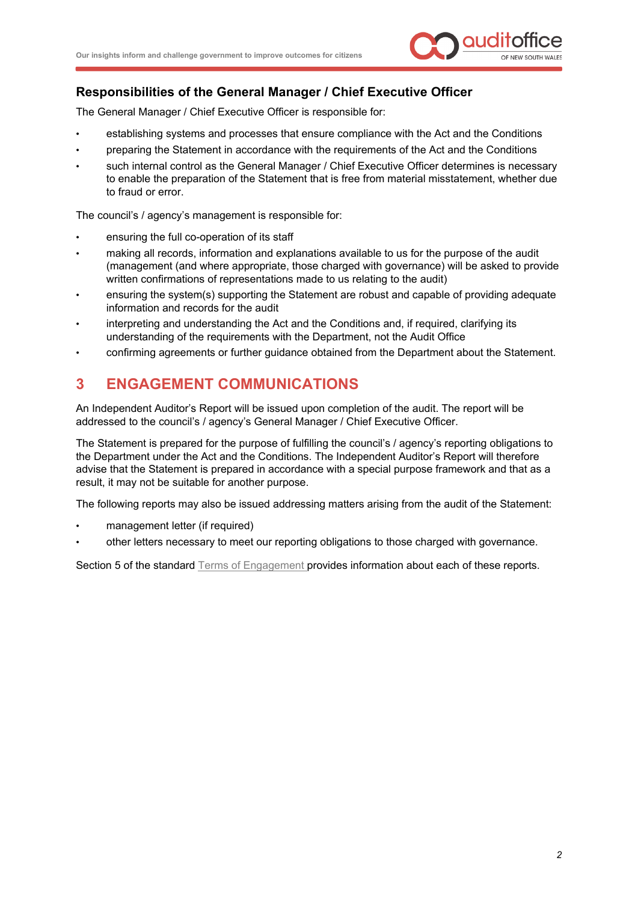### Responsibilities of the General Manager / Chief Executive Officer

The General Manager / Chief Executive Officer is responsible for:

- establishing systems and processes that ensure compliance with the Act and the Conditions
- preparing the Statement in accordance with the requirements of the Act and the Conditions
- such internal control as the General Manager / Chief Executive Officer determines is necessary to enable the preparation of the Statement that is free from material misstatement, whether due to fraud or error.

The council's / agency's management is responsible for:

- ensuring the full co-operation of its staff
- making all records, information and explanations available to us for the purpose of the audit (management (and where appropriate, those charged with governance) will be asked to provide written confirmations of representations made to us relating to the audit)
- ensuring the system(s) supporting the Statement are robust and capable of providing adequate information and records for the audit
- interpreting and understanding the Act and the Conditions and, if required, clarifying its understanding of the requirements with the Department, not the Audit Office
- confirming agreements or further guidance obtained from the Department about the Statement.

## 3 ENGAGEMENT COMMUNICATIONS

An Independent Auditor's Report will be issued upon completion of the audit. The report will be addressed to the council's / agency's General Manager / Chief Executive Officer.

The Statement is prepared for the purpose of fulfilling the council's / agency's reporting obligations to the Department under the Act and the Conditions. The Independent Auditor's Report will therefore advise that the Statement is prepared in accordance with a special purpose framework and that as a result, it may not be suitable for another purpose.

The following reports may also be issued addressing matters arising from the audit of the Statement:

- management letter (if required)
- other letters necessary to meet our reporting obligations to those charged with governance.

Section 5 of the standard Terms of Engagement provides information about each of these reports.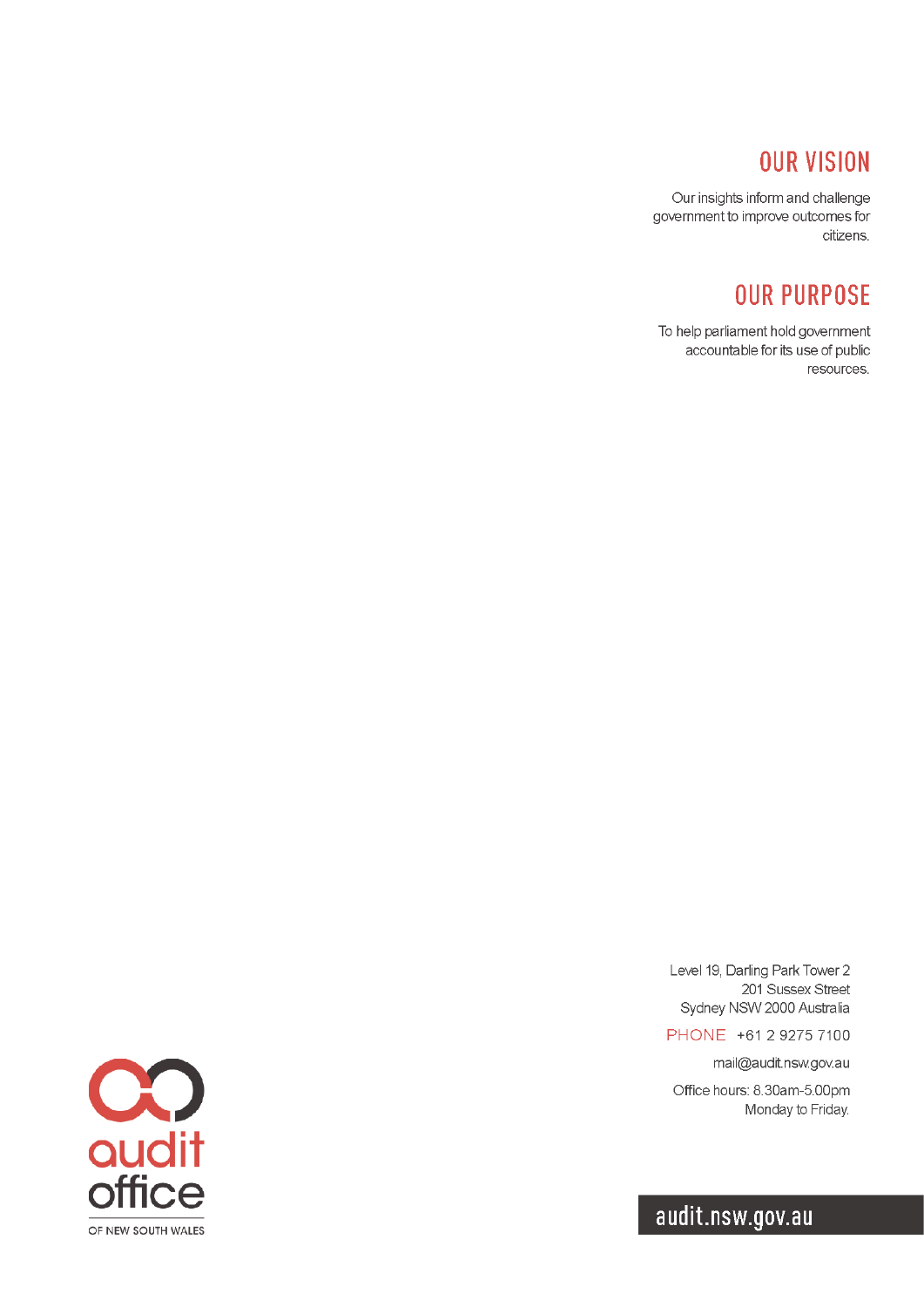## OUR VISION

Our insights inform and challenge government to improve outcomes for citizens.

## OUR PURPOSE

To help parliament hold government accountable for its use of public resources.

Level 19, Darling Park Tower 2
201 Sussex Street
Sydney NSW 2000 Australia

PHONE +61 2 9275 7100

mail@audit.nsw.gov.au

Office hours: 8.30am-5.00pm
Monday to Friday.

audit office OF NEW SOUTH WALES

audit.nsw.gov.au